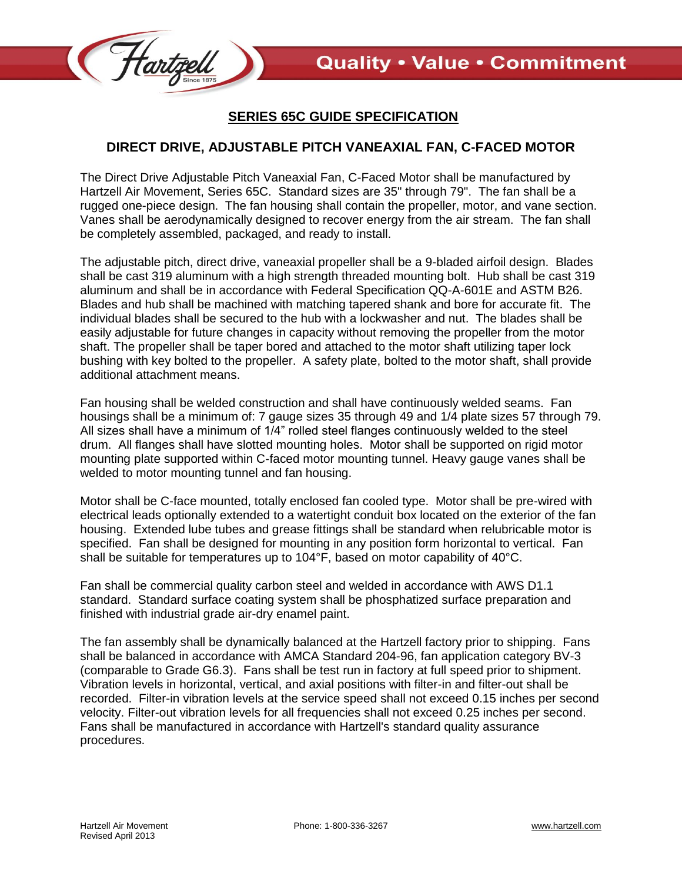# SERIES 65C GUIDE SPECIFICATION

## DIRECT DRIVE, ADJUSTABLE PITCH VANEAXIAL FAN, C-FACED MOTOR

The Direct Drive Adjustable Pitch Vaneaxial Fan, C-Faced Motor shall be manufactured by Hartzell Air Movement, Series 65C. Standard sizes are 35" through 79". The fan shall be a rugged one-piece design. The fan housing shall contain the propeller, motor, and vane section. Vanes shall be aerodynamically designed to recover energy from the air stream. The fan shall be completely assembled, packaged, and ready to install.

The adjustable pitch, direct drive, vaneaxial propeller shall be a 9-bladed airfoil design. Blades shall be cast 319 aluminum with a high strength threaded mounting bolt. Hub shall be cast 319 aluminum and shall be in accordance with Federal Specification QQ-A-601E and ASTM B26. Blades and hub shall be machined with matching tapered shank and bore for accurate fit. The individual blades shall be secured to the hub with a lockwasher and nut. The blades shall be easily adjustable for future changes in capacity without removing the propeller from the motor shaft. The propeller shall be taper bored and attached to the motor shaft utilizing taper lock bushing with key bolted to the propeller. A safety plate, bolted to the motor shaft, shall provide additional attachment means.

Fan housing shall be welded construction and shall have continuously welded seams. Fan housings shall be a minimum of: 7 gauge sizes 35 through 49 and 1/4 plate sizes 57 through 79. All sizes shall have a minimum of 1/4" rolled steel flanges continuously welded to the steel drum. All flanges shall have slotted mounting holes. Motor shall be supported on rigid motor mounting plate supported within C-faced motor mounting tunnel. Heavy gauge vanes shall be welded to motor mounting tunnel and fan housing.

Motor shall be C-face mounted, totally enclosed fan cooled type. Motor shall be pre-wired with electrical leads optionally extended to a watertight conduit box located on the exterior of the fan housing. Extended lube tubes and grease fittings shall be standard when relubricable motor is specified. Fan shall be designed for mounting in any position form horizontal to vertical. Fan shall be suitable for temperatures up to 104°F, based on motor capability of 40°C.

Fan shall be commercial quality carbon steel and welded in accordance with AWS D1.1 standard. Standard surface coating system shall be phosphatized surface preparation and finished with industrial grade air-dry enamel paint.

The fan assembly shall be dynamically balanced at the Hartzell factory prior to shipping. Fans shall be balanced in accordance with AMCA Standard 204-96, fan application category BV-3 (comparable to Grade G6.3). Fans shall be test run in factory at full speed prior to shipment. Vibration levels in horizontal, vertical, and axial positions with filter-in and filter-out shall be recorded. Filter-in vibration levels at the service speed shall not exceed 0.15 inches per second velocity. Filter-out vibration levels for all frequencies shall not exceed 0.25 inches per second. Fans shall be manufactured in accordance with Hartzell's standard quality assurance procedures.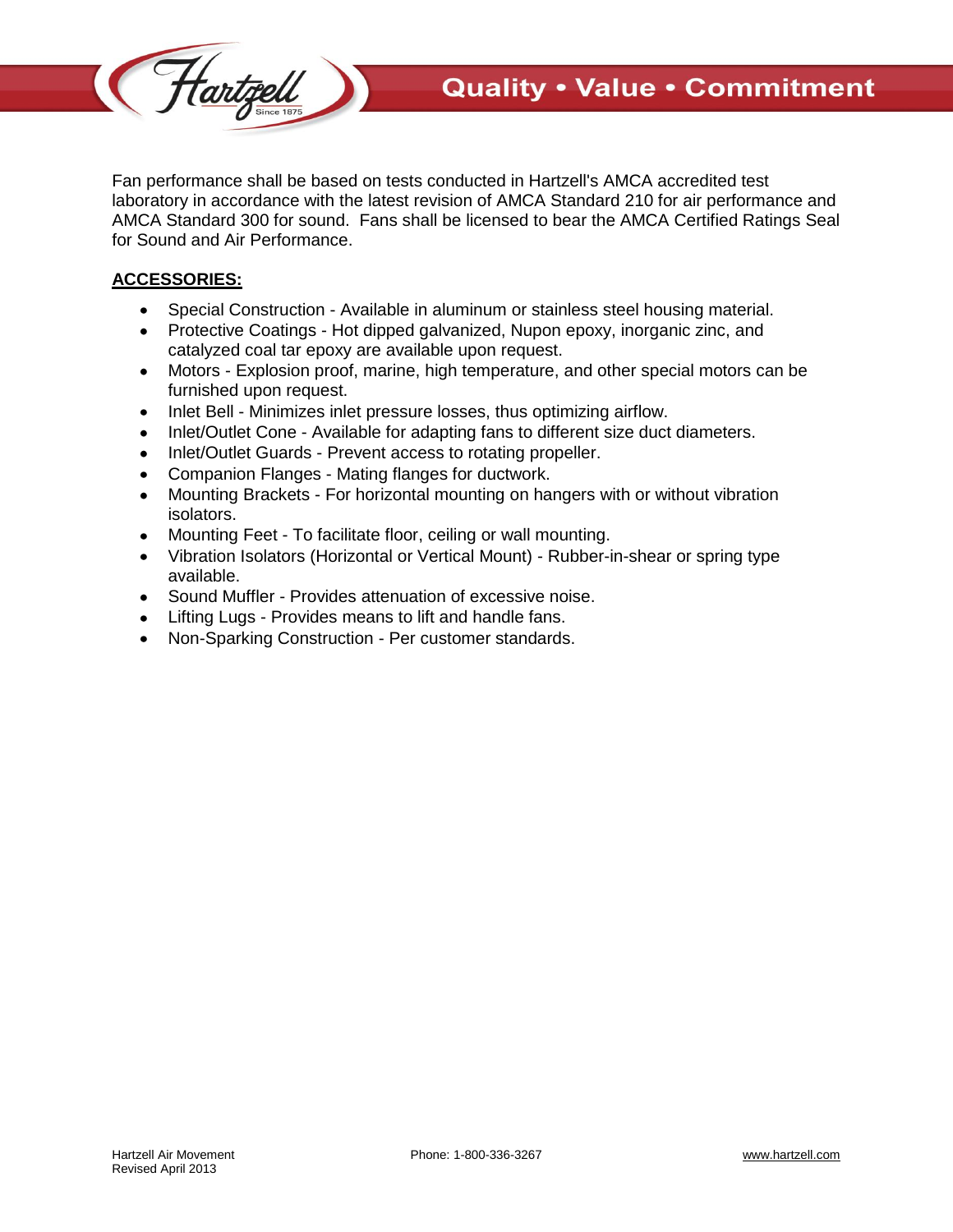Fan performance shall be based on tests conducted in Hartzell's AMCA accredited test laboratory in accordance with the latest revision of AMCA Standard 210 for air performance and AMCA Standard 300 for sound. Fans shall be licensed to bear the AMCA Certified Ratings Seal for Sound and Air Performance.

## ACCESSORIES:

- Special Construction - Available in aluminum or stainless steel housing material.
- Protective Coatings - Hot dipped galvanized, Nupon epoxy, inorganic zinc, and catalyzed coal tar epoxy are available upon request.
- Motors - Explosion proof, marine, high temperature, and other special motors can be furnished upon request.
- Inlet Bell - Minimizes inlet pressure losses, thus optimizing airflow.
- Inlet/Outlet Cone - Available for adapting fans to different size duct diameters.
- Inlet/Outlet Guards - Prevent access to rotating propeller.
- Companion Flanges - Mating flanges for ductwork.
- Mounting Brackets - For horizontal mounting on hangers with or without vibration isolators.
- Mounting Feet - To facilitate floor, ceiling or wall mounting.
- Vibration Isolators (Horizontal or Vertical Mount) - Rubber-in-shear or spring type available.
- Sound Muffler - Provides attenuation of excessive noise.
- Lifting Lugs - Provides means to lift and handle fans.
- Non-Sparking Construction - Per customer standards.